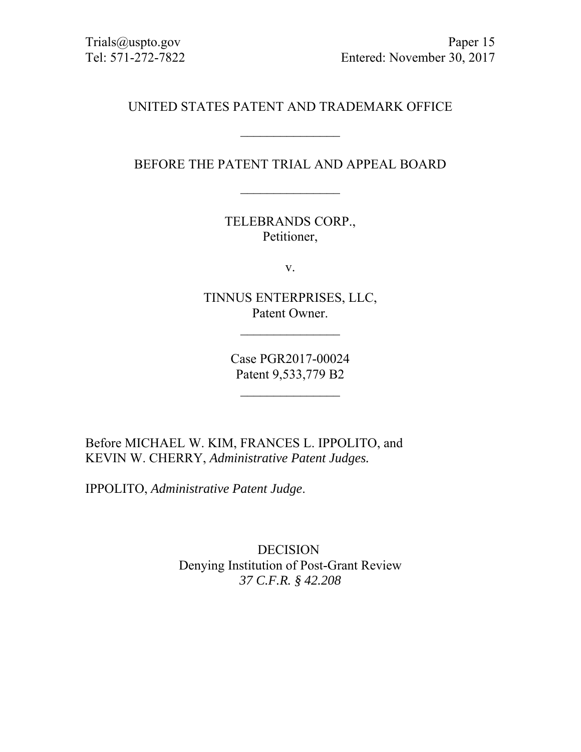Trials@uspto.gov
Tel: 571-272-7822

Paper 15
Entered: November 30, 2017

UNITED STATES PATENT AND TRADEMARK OFFICE

---

BEFORE THE PATENT TRIAL AND APPEAL BOARD

---

TELEBRANDS CORP.,
Petitioner,

v.

TINNUS ENTERPRISES, LLC,
Patent Owner.

---

Case PGR2017-00024
Patent 9,533,779 B2

---

Before MICHAEL W. KIM, FRANCES L. IPPOLITO, and KEVIN W. CHERRY, *Administrative Patent Judges.*

IPPOLITO, *Administrative Patent Judge*.

DECISION
Denying Institution of Post-Grant Review
*37 C.F.R. § 42.208*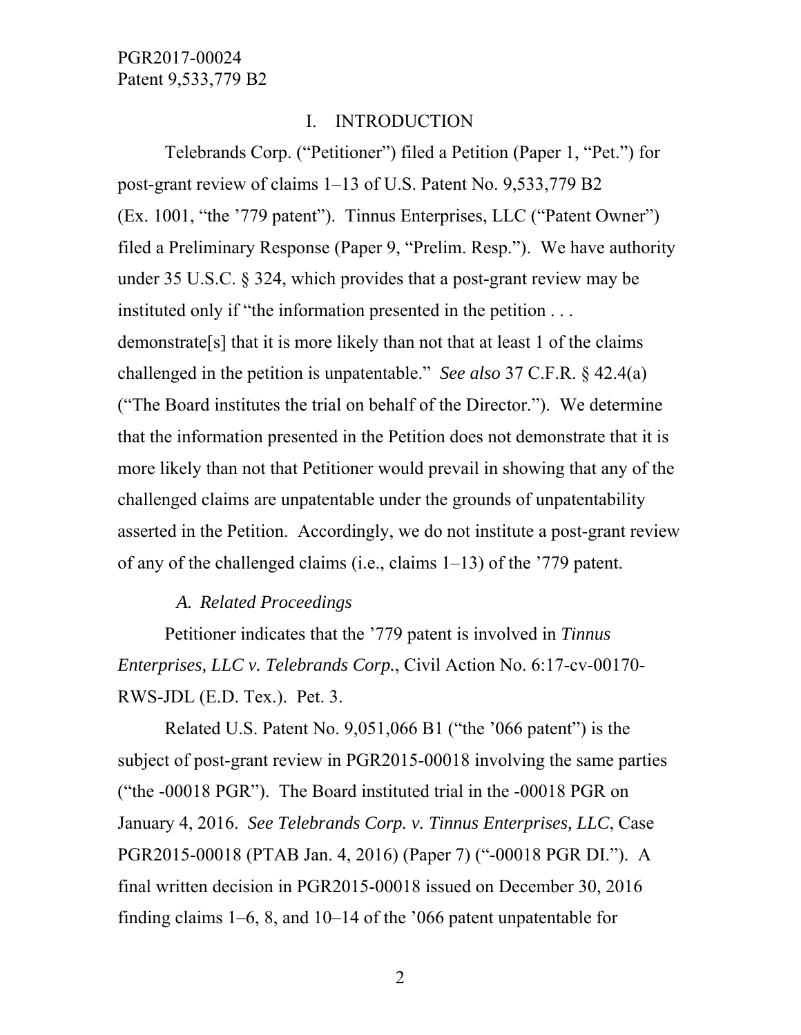## I. INTRODUCTION

Telebrands Corp. ("Petitioner") filed a Petition (Paper 1, "Pet.") for post-grant review of claims 1–13 of U.S. Patent No. 9,533,779 B2 (Ex. 1001, "the '779 patent"). Tinnus Enterprises, LLC ("Patent Owner") filed a Preliminary Response (Paper 9, "Prelim. Resp."). We have authority under 35 U.S.C. § 324, which provides that a post-grant review may be instituted only if "the information presented in the petition . . . demonstrate[s] that it is more likely than not that at least 1 of the claims challenged in the petition is unpatentable." *See also* 37 C.F.R. § 42.4(a) ("The Board institutes the trial on behalf of the Director."). We determine that the information presented in the Petition does not demonstrate that it is more likely than not that Petitioner would prevail in showing that any of the challenged claims are unpatentable under the grounds of unpatentability asserted in the Petition. Accordingly, we do not institute a post-grant review of any of the challenged claims (i.e., claims 1–13) of the '779 patent.

### *A. Related Proceedings*

Petitioner indicates that the '779 patent is involved in *Tinnus Enterprises, LLC v. Telebrands Corp.*, Civil Action No. 6:17-cv-00170-RWS-JDL (E.D. Tex.). Pet. 3.

Related U.S. Patent No. 9,051,066 B1 ("the '066 patent") is the subject of post-grant review in PGR2015-00018 involving the same parties ("the -00018 PGR"). The Board instituted trial in the -00018 PGR on January 4, 2016. *See Telebrands Corp. v. Tinnus Enterprises, LLC*, Case PGR2015-00018 (PTAB Jan. 4, 2016) (Paper 7) ("-00018 PGR DI."). A final written decision in PGR2015-00018 issued on December 30, 2016 finding claims 1–6, 8, and 10–14 of the '066 patent unpatentable for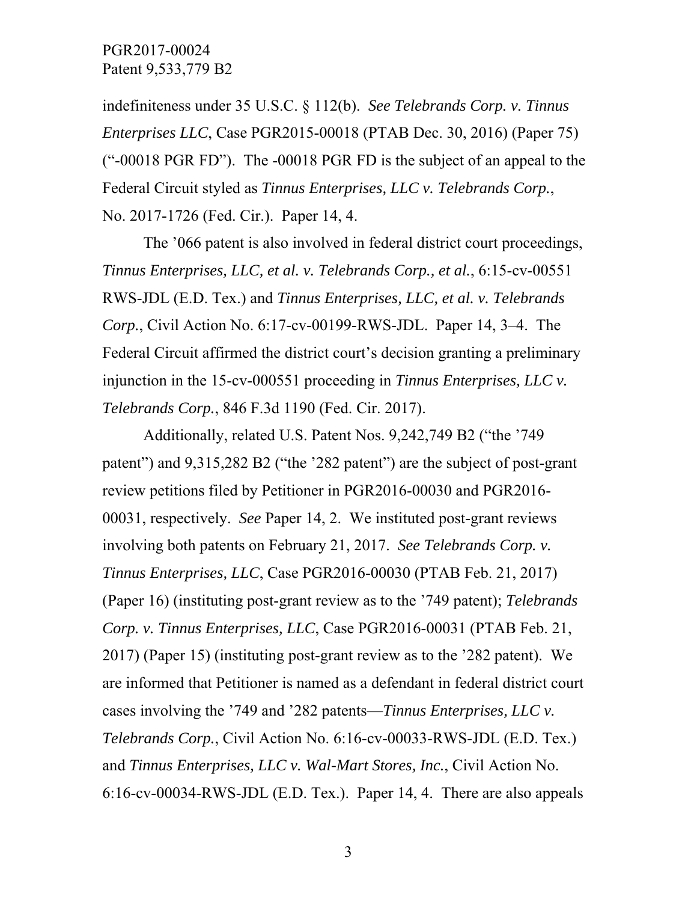indefiniteness under 35 U.S.C. § 112(b). *See Telebrands Corp. v. Tinnus Enterprises LLC*, Case PGR2015-00018 (PTAB Dec. 30, 2016) (Paper 75) ("-00018 PGR FD"). The -00018 PGR FD is the subject of an appeal to the Federal Circuit styled as *Tinnus Enterprises, LLC v. Telebrands Corp.*, No. 2017-1726 (Fed. Cir.). Paper 14, 4.

The '066 patent is also involved in federal district court proceedings, *Tinnus Enterprises, LLC, et al. v. Telebrands Corp., et al.*, 6:15-cv-00551 RWS-JDL (E.D. Tex.) and *Tinnus Enterprises, LLC, et al. v. Telebrands Corp.*, Civil Action No. 6:17-cv-00199-RWS-JDL. Paper 14, 3–4. The Federal Circuit affirmed the district court's decision granting a preliminary injunction in the 15-cv-000551 proceeding in *Tinnus Enterprises, LLC v. Telebrands Corp.*, 846 F.3d 1190 (Fed. Cir. 2017).

Additionally, related U.S. Patent Nos. 9,242,749 B2 ("the '749 patent") and 9,315,282 B2 ("the '282 patent") are the subject of post-grant review petitions filed by Petitioner in PGR2016-00030 and PGR2016-00031, respectively. *See* Paper 14, 2. We instituted post-grant reviews involving both patents on February 21, 2017. *See Telebrands Corp. v. Tinnus Enterprises, LLC*, Case PGR2016-00030 (PTAB Feb. 21, 2017) (Paper 16) (instituting post-grant review as to the '749 patent); *Telebrands Corp. v. Tinnus Enterprises, LLC*, Case PGR2016-00031 (PTAB Feb. 21, 2017) (Paper 15) (instituting post-grant review as to the '282 patent). We are informed that Petitioner is named as a defendant in federal district court cases involving the '749 and '282 patents—*Tinnus Enterprises, LLC v. Telebrands Corp.*, Civil Action No. 6:16-cv-00033-RWS-JDL (E.D. Tex.) and *Tinnus Enterprises, LLC v. Wal-Mart Stores, Inc.*, Civil Action No. 6:16-cv-00034-RWS-JDL (E.D. Tex.). Paper 14, 4. There are also appeals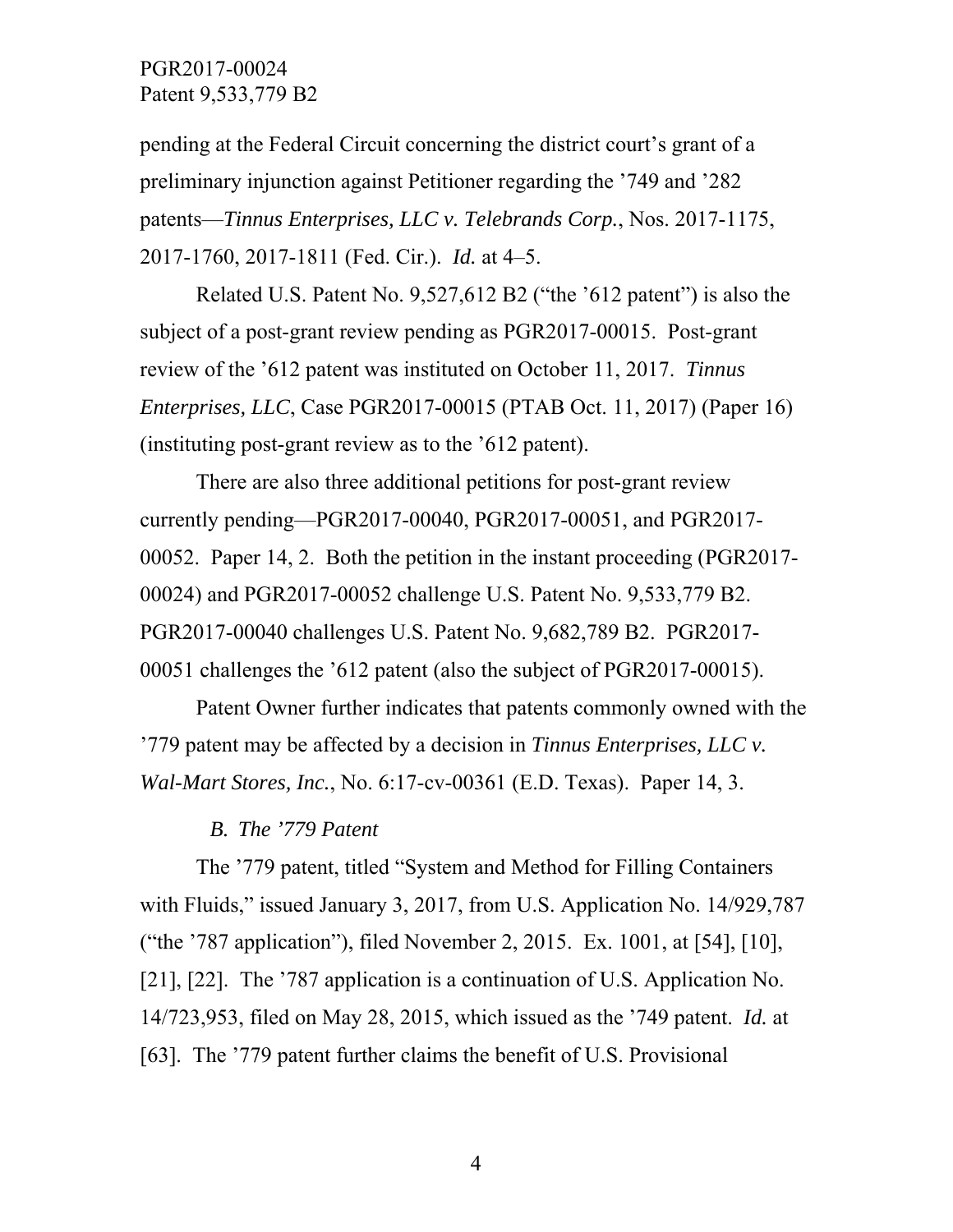pending at the Federal Circuit concerning the district court's grant of a preliminary injunction against Petitioner regarding the '749 and '282 patents—*Tinnus Enterprises, LLC v. Telebrands Corp.*, Nos. 2017-1175, 2017-1760, 2017-1811 (Fed. Cir.). *Id.* at 4–5.

Related U.S. Patent No. 9,527,612 B2 ("the '612 patent") is also the subject of a post-grant review pending as PGR2017-00015. Post-grant review of the '612 patent was instituted on October 11, 2017. *Tinnus Enterprises, LLC*, Case PGR2017-00015 (PTAB Oct. 11, 2017) (Paper 16) (instituting post-grant review as to the '612 patent).

There are also three additional petitions for post-grant review currently pending—PGR2017-00040, PGR2017-00051, and PGR2017-00052. Paper 14, 2. Both the petition in the instant proceeding (PGR2017-00024) and PGR2017-00052 challenge U.S. Patent No. 9,533,779 B2. PGR2017-00040 challenges U.S. Patent No. 9,682,789 B2. PGR2017-00051 challenges the '612 patent (also the subject of PGR2017-00015).

Patent Owner further indicates that patents commonly owned with the '779 patent may be affected by a decision in *Tinnus Enterprises, LLC v. Wal-Mart Stores, Inc.*, No. 6:17-cv-00361 (E.D. Texas). Paper 14, 3.

### *B. The '779 Patent*

The '779 patent, titled "System and Method for Filling Containers with Fluids," issued January 3, 2017, from U.S. Application No. 14/929,787 ("the '787 application"), filed November 2, 2015. Ex. 1001, at [54], [10], [21], [22]. The '787 application is a continuation of U.S. Application No. 14/723,953, filed on May 28, 2015, which issued as the '749 patent. *Id.* at [63]. The '779 patent further claims the benefit of U.S. Provisional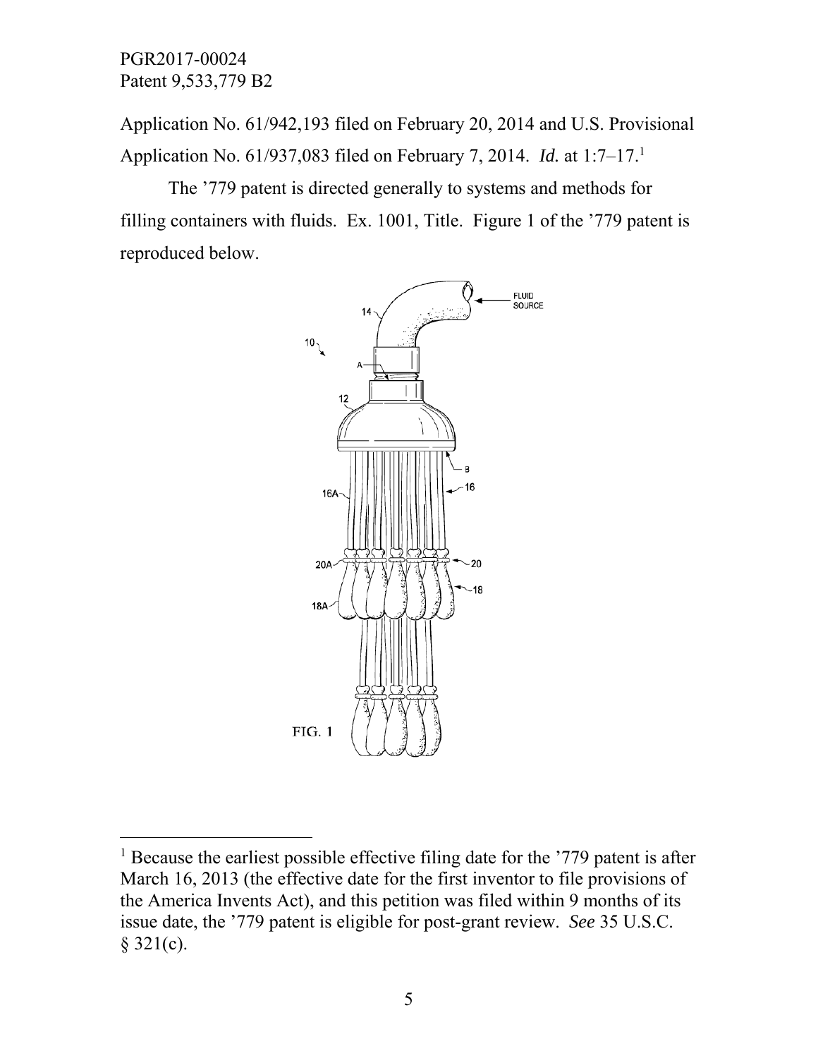Application No. 61/942,193 filed on February 20, 2014 and U.S. Provisional Application No. 61/937,083 filed on February 7, 2014. *Id.* at 1:7–17.[1]

The '779 patent is directed generally to systems and methods for filling containers with fluids. Ex. 1001, Title. Figure 1 of the '779 patent is reproduced below.

[1] Because the earliest possible effective filing date for the '779 patent is after March 16, 2013 (the effective date for the first inventor to file provisions of the America Invents Act), and this petition was filed within 9 months of its issue date, the '779 patent is eligible for post-grant review. *See* 35 U.S.C. § 321(c).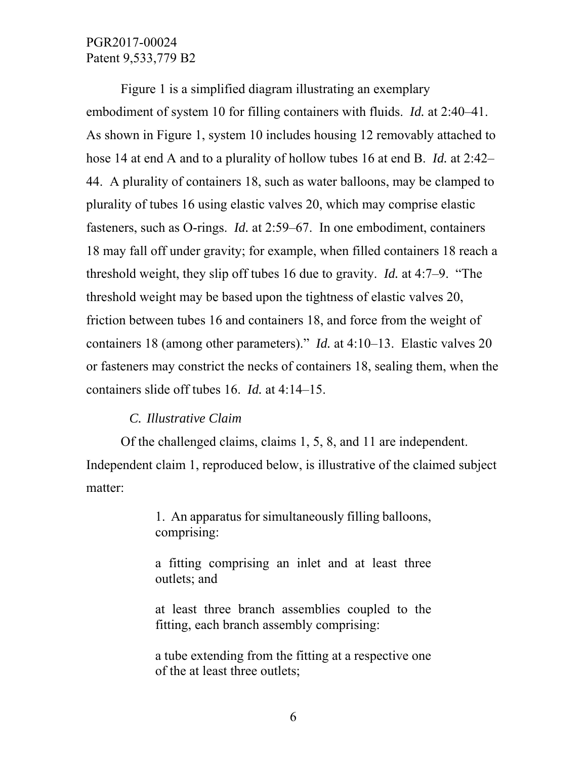Figure 1 is a simplified diagram illustrating an exemplary embodiment of system 10 for filling containers with fluids. *Id.* at 2:40–41. As shown in Figure 1, system 10 includes housing 12 removably attached to hose 14 at end A and to a plurality of hollow tubes 16 at end B. *Id.* at 2:42–44. A plurality of containers 18, such as water balloons, may be clamped to plurality of tubes 16 using elastic valves 20, which may comprise elastic fasteners, such as O-rings. *Id.* at 2:59–67. In one embodiment, containers 18 may fall off under gravity; for example, when filled containers 18 reach a threshold weight, they slip off tubes 16 due to gravity. *Id.* at 4:7–9. "The threshold weight may be based upon the tightness of elastic valves 20, friction between tubes 16 and containers 18, and force from the weight of containers 18 (among other parameters)." *Id.* at 4:10–13. Elastic valves 20 or fasteners may constrict the necks of containers 18, sealing them, when the containers slide off tubes 16. *Id.* at 4:14–15.

### *C. Illustrative Claim*

Of the challenged claims, claims 1, 5, 8, and 11 are independent. Independent claim 1, reproduced below, is illustrative of the claimed subject matter:

> 1. An apparatus for simultaneously filling balloons, comprising:
>
> a fitting comprising an inlet and at least three outlets; and
>
> at least three branch assemblies coupled to the fitting, each branch assembly comprising:
>
> a tube extending from the fitting at a respective one of the at least three outlets;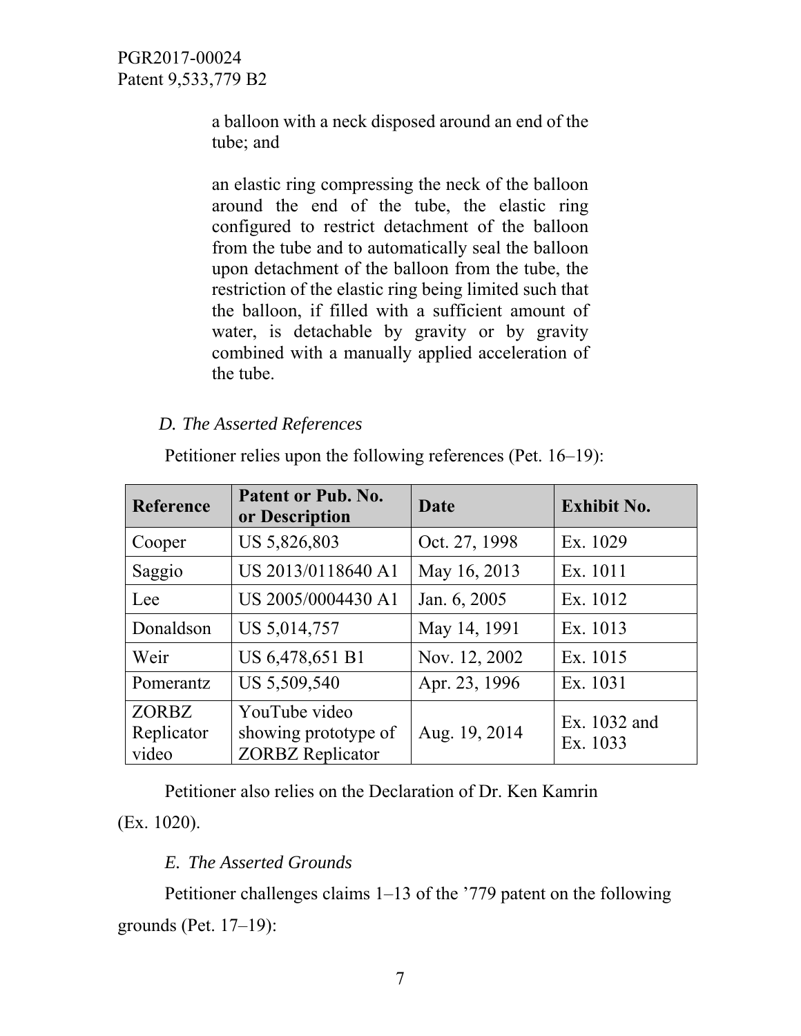a balloon with a neck disposed around an end of the tube; and

an elastic ring compressing the neck of the balloon around the end of the tube, the elastic ring configured to restrict detachment of the balloon from the tube and to automatically seal the balloon upon detachment of the balloon from the tube, the restriction of the elastic ring being limited such that the balloon, if filled with a sufficient amount of water, is detachable by gravity or by gravity combined with a manually applied acceleration of the tube.

### *D. The Asserted References*

Petitioner relies upon the following references (Pet. 16–19):

| Reference | Patent or Pub. No. or Description | Date | Exhibit No. |
|---|---|---|---|
| Cooper | US 5,826,803 | Oct. 27, 1998 | Ex. 1029 |
| Saggio | US 2013/0118640 A1 | May 16, 2013 | Ex. 1011 |
| Lee | US 2005/0004430 A1 | Jan. 6, 2005 | Ex. 1012 |
| Donaldson | US 5,014,757 | May 14, 1991 | Ex. 1013 |
| Weir | US 6,478,651 B1 | Nov. 12, 2002 | Ex. 1015 |
| Pomerantz | US 5,509,540 | Apr. 23, 1996 | Ex. 1031 |
| ZORBZ Replicator video | YouTube video showing prototype of ZORBZ Replicator | Aug. 19, 2014 | Ex. 1032 and Ex. 1033 |

Petitioner also relies on the Declaration of Dr. Ken Kamrin (Ex. 1020).

### *E. The Asserted Grounds*

Petitioner challenges claims 1–13 of the ’779 patent on the following grounds (Pet. 17–19):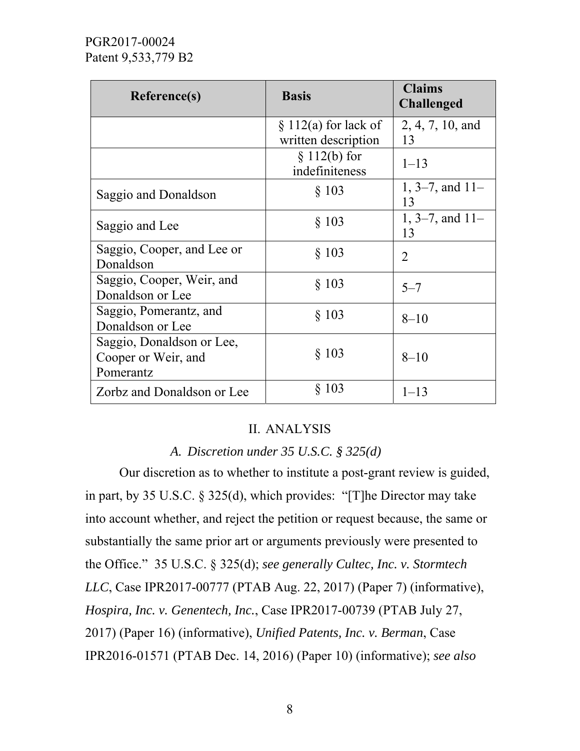| Reference(s) | Basis | Claims Challenged |
| --- | --- | --- |
| | § 112(a) for lack of written description | 2, 4, 7, 10, and 13 |
| | § 112(b) for indefiniteness | 1–13 |
| Saggio and Donaldson | § 103 | 1, 3–7, and 11–13 |
| Saggio and Lee | § 103 | 1, 3–7, and 11–13 |
| Saggio, Cooper, and Lee or Donaldson | § 103 | 2 |
| Saggio, Cooper, Weir, and Donaldson or Lee | § 103 | 5–7 |
| Saggio, Pomerantz, and Donaldson or Lee | § 103 | 8–10 |
| Saggio, Donaldson or Lee, Cooper or Weir, and Pomerantz | § 103 | 8–10 |
| Zorbz and Donaldson or Lee | § 103 | 1–13 |

## II. ANALYSIS

### *A. Discretion under 35 U.S.C. § 325(d)*

Our discretion as to whether to institute a post-grant review is guided, in part, by 35 U.S.C. § 325(d), which provides: "[T]he Director may take into account whether, and reject the petition or request because, the same or substantially the same prior art or arguments previously were presented to the Office." 35 U.S.C. § 325(d); *see generally Cultec, Inc. v. Stormtech LLC*, Case IPR2017-00777 (PTAB Aug. 22, 2017) (Paper 7) (informative), *Hospira, Inc. v. Genentech, Inc.*, Case IPR2017-00739 (PTAB July 27, 2017) (Paper 16) (informative), *Unified Patents, Inc. v. Berman*, Case IPR2016-01571 (PTAB Dec. 14, 2016) (Paper 10) (informative); *see also*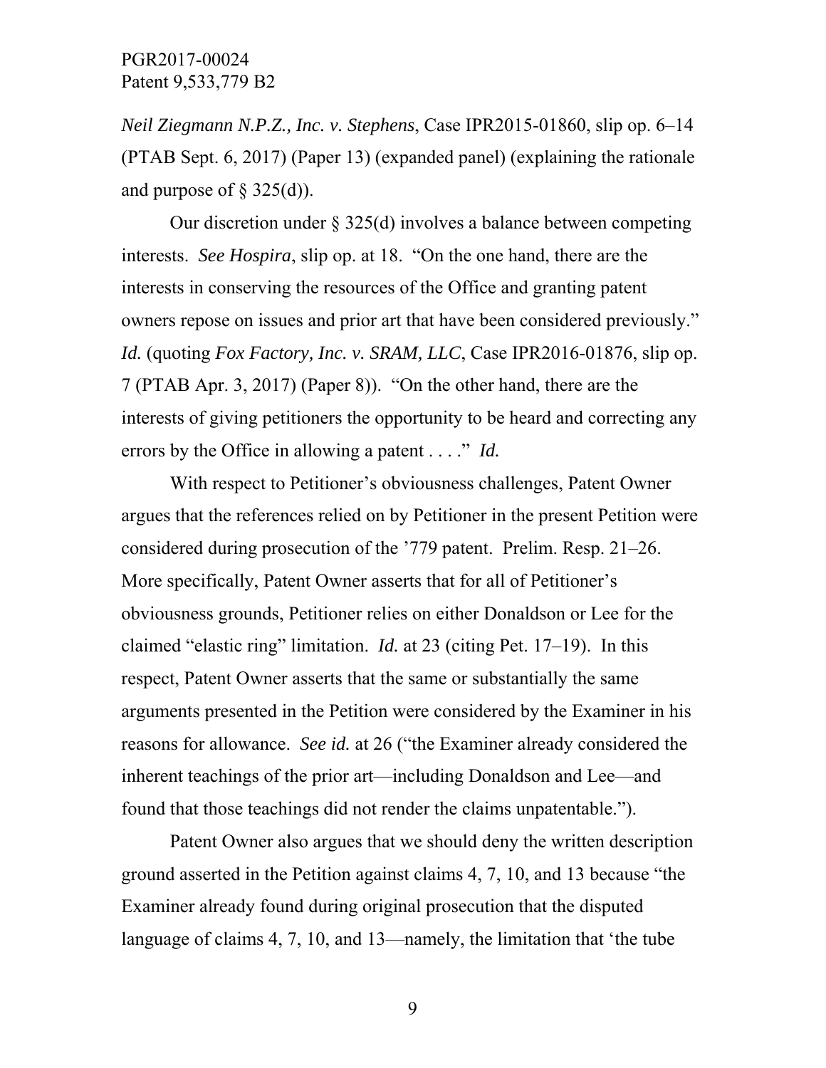*Neil Ziegmann N.P.Z., Inc. v. Stephens*, Case IPR2015-01860, slip op. 6–14 (PTAB Sept. 6, 2017) (Paper 13) (expanded panel) (explaining the rationale and purpose of § 325(d)).

Our discretion under § 325(d) involves a balance between competing interests. *See Hospira*, slip op. at 18. "On the one hand, there are the interests in conserving the resources of the Office and granting patent owners repose on issues and prior art that have been considered previously." *Id.* (quoting *Fox Factory, Inc. v. SRAM, LLC*, Case IPR2016-01876, slip op. 7 (PTAB Apr. 3, 2017) (Paper 8)). "On the other hand, there are the interests of giving petitioners the opportunity to be heard and correcting any errors by the Office in allowing a patent . . . ." *Id.*

With respect to Petitioner's obviousness challenges, Patent Owner argues that the references relied on by Petitioner in the present Petition were considered during prosecution of the '779 patent. Prelim. Resp. 21–26. More specifically, Patent Owner asserts that for all of Petitioner's obviousness grounds, Petitioner relies on either Donaldson or Lee for the claimed "elastic ring" limitation. *Id.* at 23 (citing Pet. 17–19). In this respect, Patent Owner asserts that the same or substantially the same arguments presented in the Petition were considered by the Examiner in his reasons for allowance. *See id.* at 26 ("the Examiner already considered the inherent teachings of the prior art—including Donaldson and Lee—and found that those teachings did not render the claims unpatentable.").

Patent Owner also argues that we should deny the written description ground asserted in the Petition against claims 4, 7, 10, and 13 because "the Examiner already found during original prosecution that the disputed language of claims 4, 7, 10, and 13—namely, the limitation that 'the tube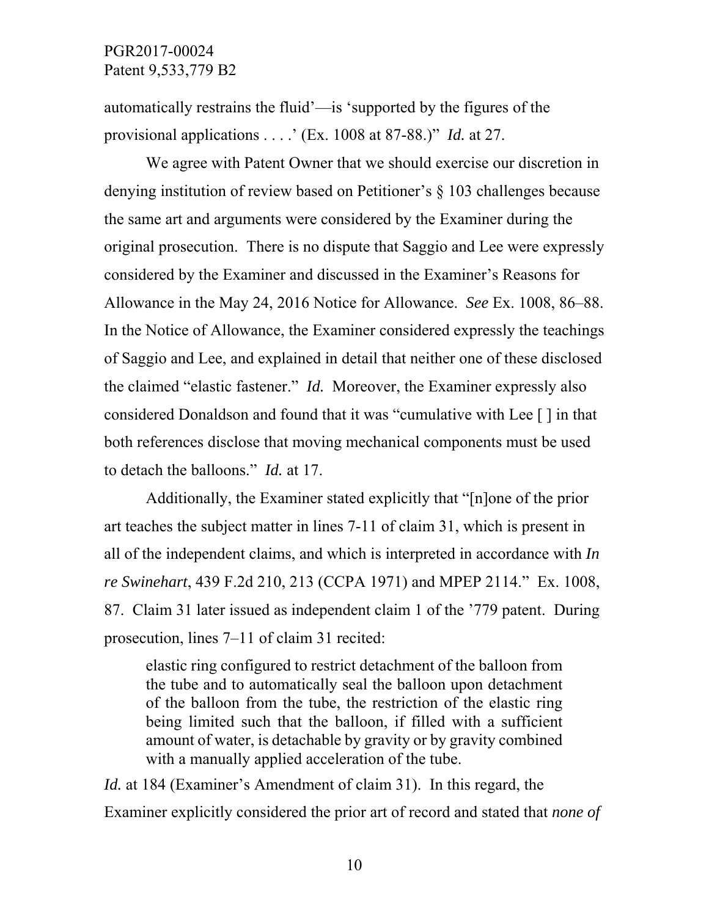automatically restrains the fluid'—is 'supported by the figures of the provisional applications . . . .' (Ex. 1008 at 87-88.)" *Id.* at 27.

We agree with Patent Owner that we should exercise our discretion in denying institution of review based on Petitioner's § 103 challenges because the same art and arguments were considered by the Examiner during the original prosecution. There is no dispute that Saggio and Lee were expressly considered by the Examiner and discussed in the Examiner's Reasons for Allowance in the May 24, 2016 Notice for Allowance. *See* Ex. 1008, 86–88. In the Notice of Allowance, the Examiner considered expressly the teachings of Saggio and Lee, and explained in detail that neither one of these disclosed the claimed "elastic fastener." *Id.* Moreover, the Examiner expressly also considered Donaldson and found that it was "cumulative with Lee [ ] in that both references disclose that moving mechanical components must be used to detach the balloons." *Id.* at 17.

Additionally, the Examiner stated explicitly that "[n]one of the prior art teaches the subject matter in lines 7-11 of claim 31, which is present in all of the independent claims, and which is interpreted in accordance with *In re Swinehart*, 439 F.2d 210, 213 (CCPA 1971) and MPEP 2114." Ex. 1008, 87. Claim 31 later issued as independent claim 1 of the '779 patent. During prosecution, lines 7–11 of claim 31 recited:

> elastic ring configured to restrict detachment of the balloon from the tube and to automatically seal the balloon upon detachment of the balloon from the tube, the restriction of the elastic ring being limited such that the balloon, if filled with a sufficient amount of water, is detachable by gravity or by gravity combined with a manually applied acceleration of the tube.

*Id.* at 184 (Examiner's Amendment of claim 31). In this regard, the Examiner explicitly considered the prior art of record and stated that *none of*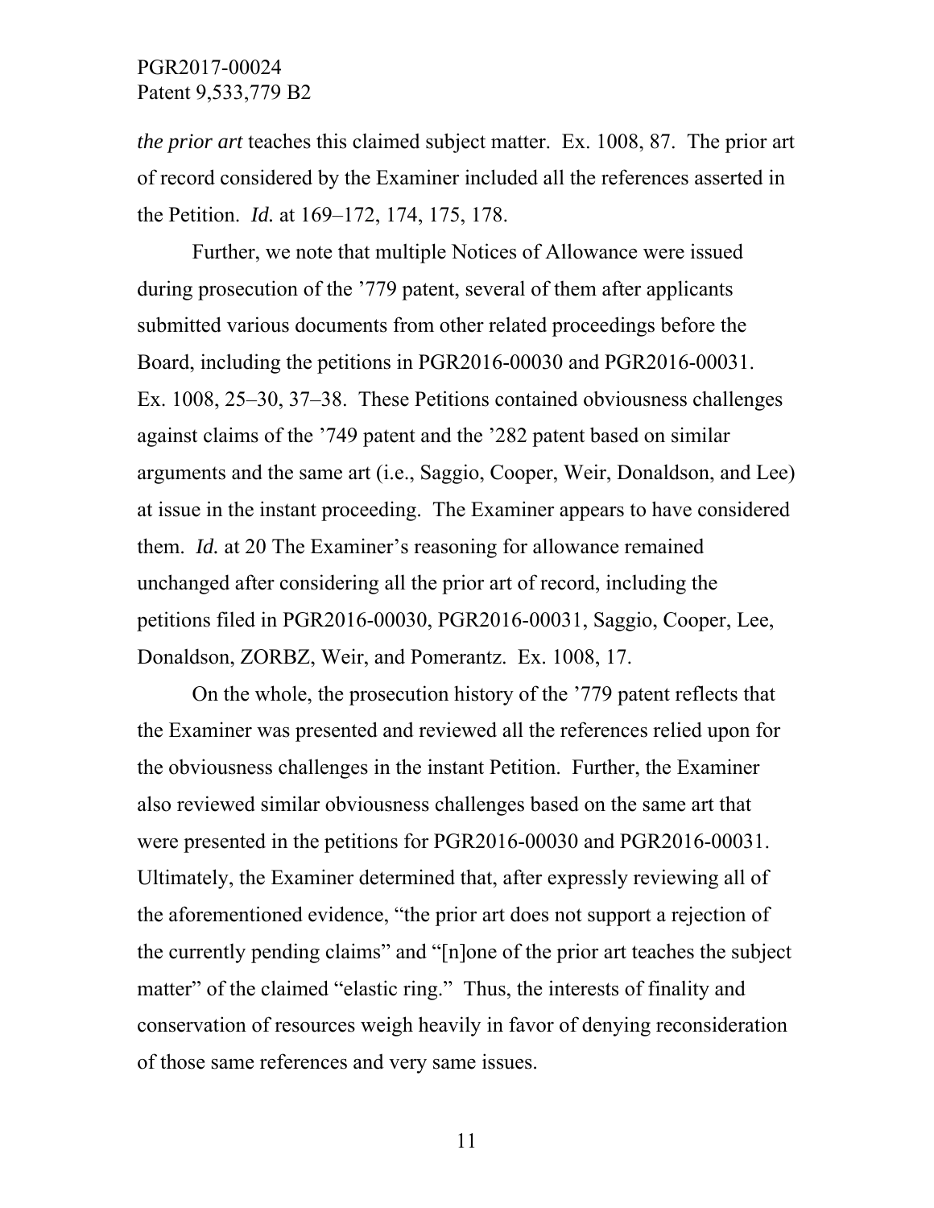*the prior art* teaches this claimed subject matter. Ex. 1008, 87. The prior art of record considered by the Examiner included all the references asserted in the Petition. *Id.* at 169–172, 174, 175, 178.

Further, we note that multiple Notices of Allowance were issued during prosecution of the '779 patent, several of them after applicants submitted various documents from other related proceedings before the Board, including the petitions in PGR2016-00030 and PGR2016-00031. Ex. 1008, 25–30, 37–38. These Petitions contained obviousness challenges against claims of the '749 patent and the '282 patent based on similar arguments and the same art (i.e., Saggio, Cooper, Weir, Donaldson, and Lee) at issue in the instant proceeding. The Examiner appears to have considered them. *Id.* at 20 The Examiner's reasoning for allowance remained unchanged after considering all the prior art of record, including the petitions filed in PGR2016-00030, PGR2016-00031, Saggio, Cooper, Lee, Donaldson, ZORBZ, Weir, and Pomerantz. Ex. 1008, 17.

On the whole, the prosecution history of the '779 patent reflects that the Examiner was presented and reviewed all the references relied upon for the obviousness challenges in the instant Petition. Further, the Examiner also reviewed similar obviousness challenges based on the same art that were presented in the petitions for PGR2016-00030 and PGR2016-00031. Ultimately, the Examiner determined that, after expressly reviewing all of the aforementioned evidence, "the prior art does not support a rejection of the currently pending claims" and "[n]one of the prior art teaches the subject matter" of the claimed "elastic ring." Thus, the interests of finality and conservation of resources weigh heavily in favor of denying reconsideration of those same references and very same issues.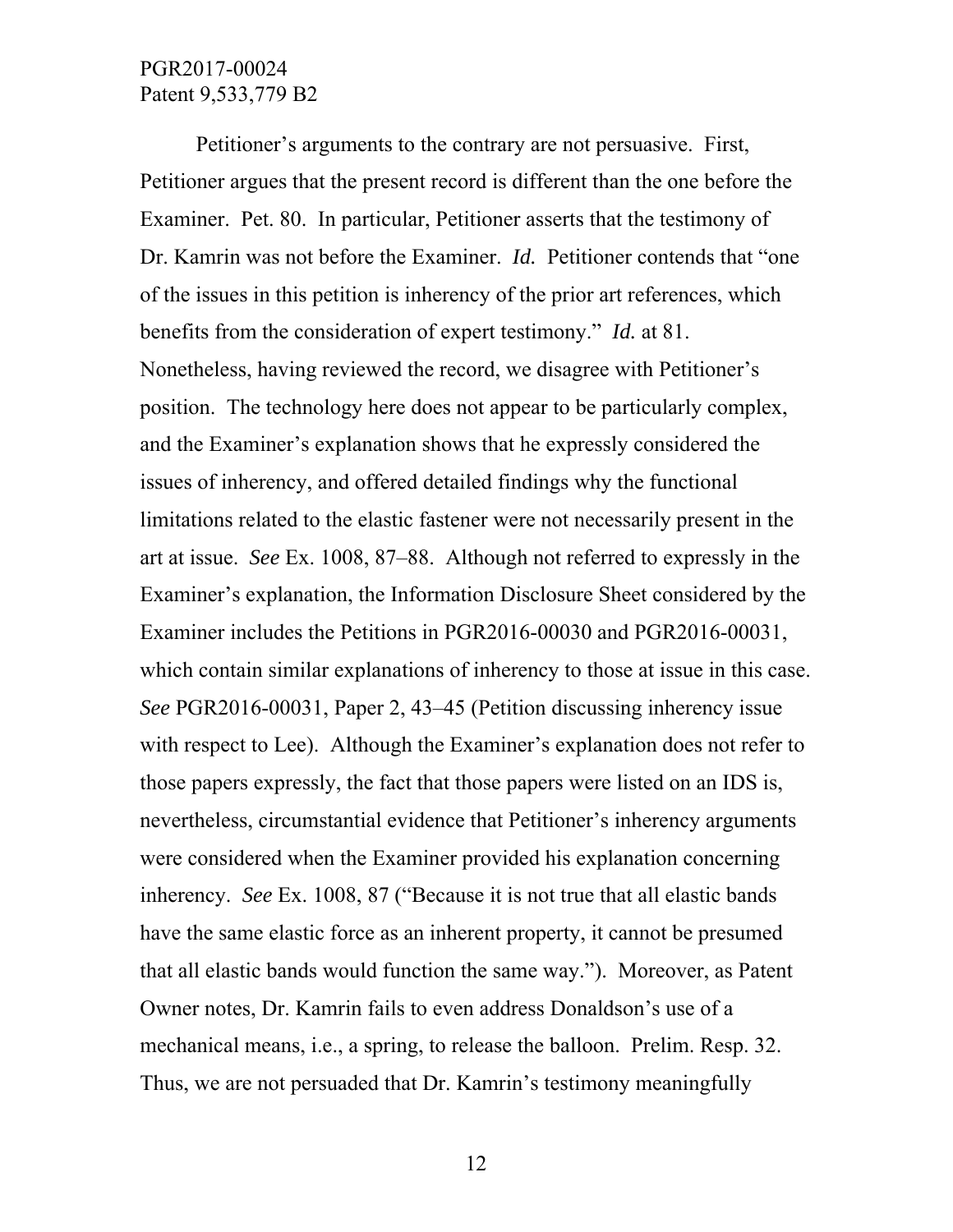Petitioner's arguments to the contrary are not persuasive. First, Petitioner argues that the present record is different than the one before the Examiner. Pet. 80. In particular, Petitioner asserts that the testimony of Dr. Kamrin was not before the Examiner. *Id.* Petitioner contends that "one of the issues in this petition is inherency of the prior art references, which benefits from the consideration of expert testimony." *Id.* at 81. Nonetheless, having reviewed the record, we disagree with Petitioner's position. The technology here does not appear to be particularly complex, and the Examiner's explanation shows that he expressly considered the issues of inherency, and offered detailed findings why the functional limitations related to the elastic fastener were not necessarily present in the art at issue. *See* Ex. 1008, 87–88. Although not referred to expressly in the Examiner's explanation, the Information Disclosure Sheet considered by the Examiner includes the Petitions in PGR2016-00030 and PGR2016-00031, which contain similar explanations of inherency to those at issue in this case. *See* PGR2016-00031, Paper 2, 43–45 (Petition discussing inherency issue with respect to Lee). Although the Examiner's explanation does not refer to those papers expressly, the fact that those papers were listed on an IDS is, nevertheless, circumstantial evidence that Petitioner's inherency arguments were considered when the Examiner provided his explanation concerning inherency. *See* Ex. 1008, 87 ("Because it is not true that all elastic bands have the same elastic force as an inherent property, it cannot be presumed that all elastic bands would function the same way."). Moreover, as Patent Owner notes, Dr. Kamrin fails to even address Donaldson's use of a mechanical means, i.e., a spring, to release the balloon. Prelim. Resp. 32. Thus, we are not persuaded that Dr. Kamrin's testimony meaningfully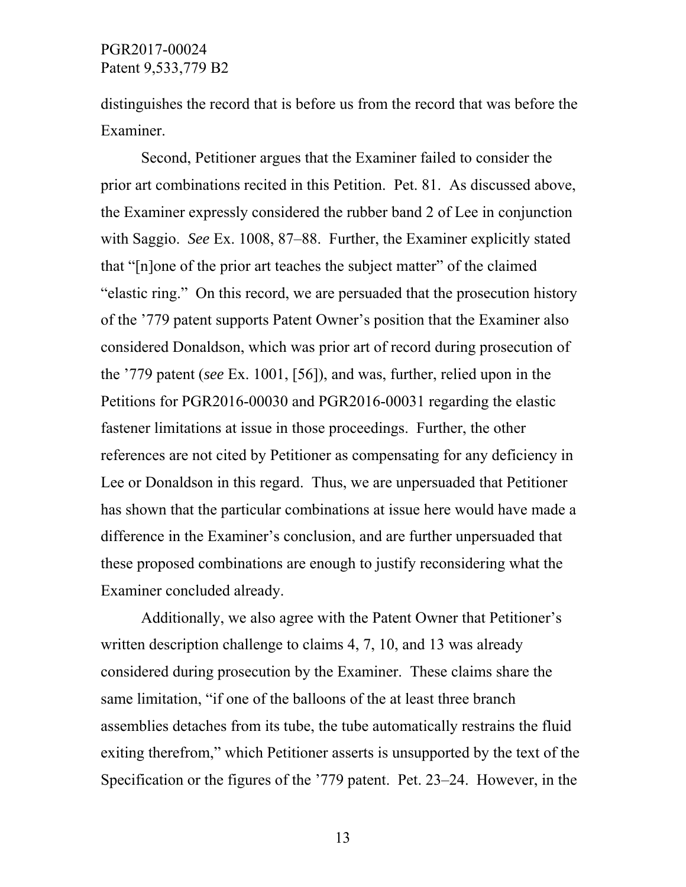distinguishes the record that is before us from the record that was before the Examiner.

Second, Petitioner argues that the Examiner failed to consider the prior art combinations recited in this Petition. Pet. 81. As discussed above, the Examiner expressly considered the rubber band 2 of Lee in conjunction with Saggio. *See* Ex. 1008, 87–88. Further, the Examiner explicitly stated that "[n]one of the prior art teaches the subject matter" of the claimed "elastic ring." On this record, we are persuaded that the prosecution history of the '779 patent supports Patent Owner's position that the Examiner also considered Donaldson, which was prior art of record during prosecution of the '779 patent (*see* Ex. 1001, [56]), and was, further, relied upon in the Petitions for PGR2016-00030 and PGR2016-00031 regarding the elastic fastener limitations at issue in those proceedings. Further, the other references are not cited by Petitioner as compensating for any deficiency in Lee or Donaldson in this regard. Thus, we are unpersuaded that Petitioner has shown that the particular combinations at issue here would have made a difference in the Examiner's conclusion, and are further unpersuaded that these proposed combinations are enough to justify reconsidering what the Examiner concluded already.

Additionally, we also agree with the Patent Owner that Petitioner's written description challenge to claims 4, 7, 10, and 13 was already considered during prosecution by the Examiner. These claims share the same limitation, "if one of the balloons of the at least three branch assemblies detaches from its tube, the tube automatically restrains the fluid exiting therefrom," which Petitioner asserts is unsupported by the text of the Specification or the figures of the '779 patent. Pet. 23–24. However, in the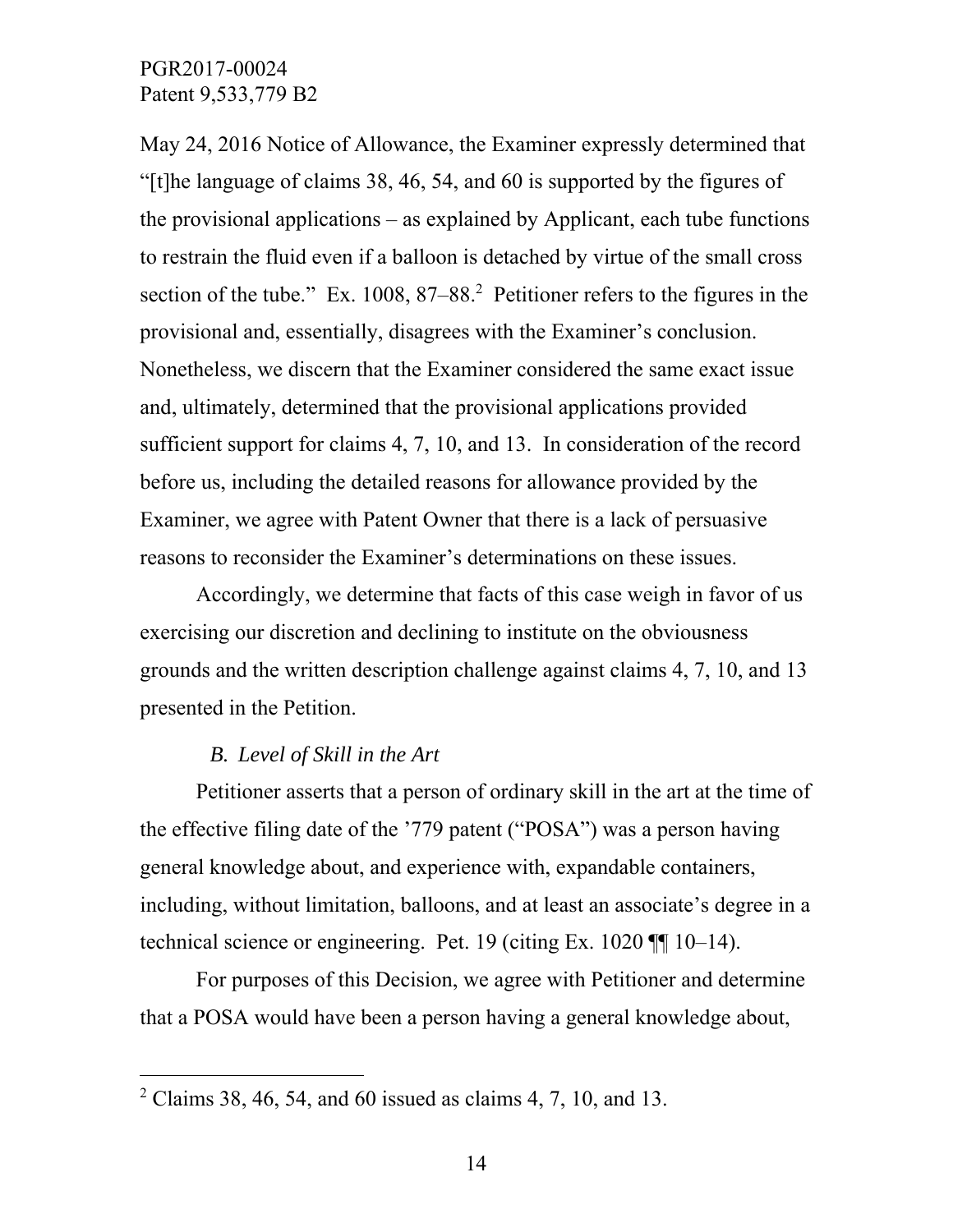May 24, 2016 Notice of Allowance, the Examiner expressly determined that "[t]he language of claims 38, 46, 54, and 60 is supported by the figures of the provisional applications – as explained by Applicant, each tube functions to restrain the fluid even if a balloon is detached by virtue of the small cross section of the tube." Ex. 1008, 87–88.[2] Petitioner refers to the figures in the provisional and, essentially, disagrees with the Examiner's conclusion. Nonetheless, we discern that the Examiner considered the same exact issue and, ultimately, determined that the provisional applications provided sufficient support for claims 4, 7, 10, and 13. In consideration of the record before us, including the detailed reasons for allowance provided by the Examiner, we agree with Patent Owner that there is a lack of persuasive reasons to reconsider the Examiner's determinations on these issues.

Accordingly, we determine that facts of this case weigh in favor of us exercising our discretion and declining to institute on the obviousness grounds and the written description challenge against claims 4, 7, 10, and 13 presented in the Petition.

### *B. Level of Skill in the Art*

Petitioner asserts that a person of ordinary skill in the art at the time of the effective filing date of the '779 patent ("POSA") was a person having general knowledge about, and experience with, expandable containers, including, without limitation, balloons, and at least an associate's degree in a technical science or engineering. Pet. 19 (citing Ex. 1020 ¶¶ 10–14).

For purposes of this Decision, we agree with Petitioner and determine that a POSA would have been a person having a general knowledge about,

---

[2] Claims 38, 46, 54, and 60 issued as claims 4, 7, 10, and 13.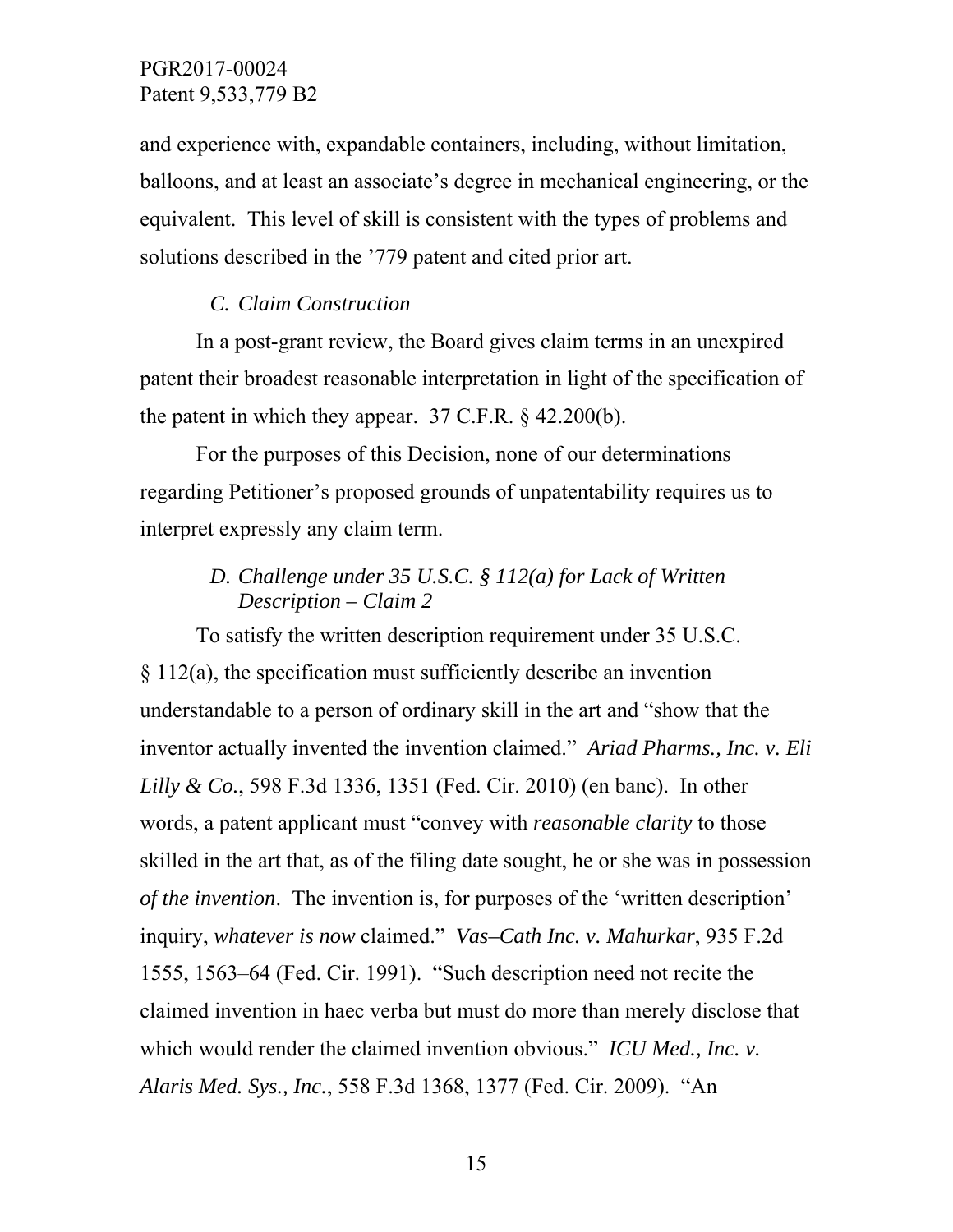and experience with, expandable containers, including, without limitation, balloons, and at least an associate's degree in mechanical engineering, or the equivalent. This level of skill is consistent with the types of problems and solutions described in the '779 patent and cited prior art.

### *C. Claim Construction*

In a post-grant review, the Board gives claim terms in an unexpired patent their broadest reasonable interpretation in light of the specification of the patent in which they appear. 37 C.F.R. § 42.200(b).

For the purposes of this Decision, none of our determinations regarding Petitioner's proposed grounds of unpatentability requires us to interpret expressly any claim term.

### *D. Challenge under 35 U.S.C. § 112(a) for Lack of Written Description – Claim 2*

To satisfy the written description requirement under 35 U.S.C. § 112(a), the specification must sufficiently describe an invention understandable to a person of ordinary skill in the art and "show that the inventor actually invented the invention claimed." *Ariad Pharms., Inc. v. Eli Lilly & Co.*, 598 F.3d 1336, 1351 (Fed. Cir. 2010) (en banc). In other words, a patent applicant must "convey with *reasonable clarity* to those skilled in the art that, as of the filing date sought, he or she was in possession *of the invention*. The invention is, for purposes of the 'written description' inquiry, *whatever is now* claimed." *Vas–Cath Inc. v. Mahurkar*, 935 F.2d 1555, 1563–64 (Fed. Cir. 1991). "Such description need not recite the claimed invention in haec verba but must do more than merely disclose that which would render the claimed invention obvious." *ICU Med., Inc. v. Alaris Med. Sys., Inc.*, 558 F.3d 1368, 1377 (Fed. Cir. 2009). "An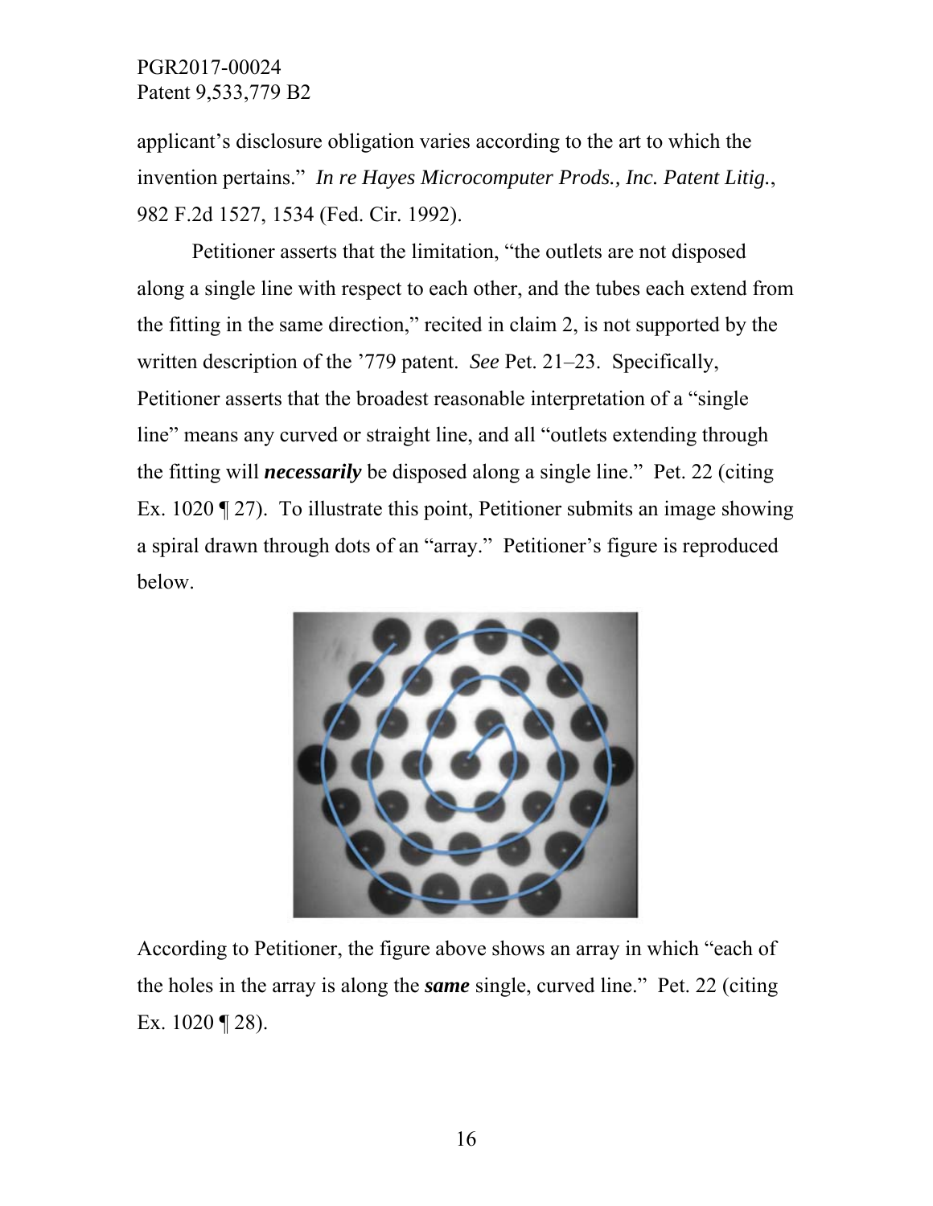applicant's disclosure obligation varies according to the art to which the invention pertains." *In re Hayes Microcomputer Prods., Inc. Patent Litig.*, 982 F.2d 1527, 1534 (Fed. Cir. 1992).

Petitioner asserts that the limitation, "the outlets are not disposed along a single line with respect to each other, and the tubes each extend from the fitting in the same direction," recited in claim 2, is not supported by the written description of the '779 patent. *See* Pet. 21–23. Specifically, Petitioner asserts that the broadest reasonable interpretation of a "single line" means any curved or straight line, and all "outlets extending through the fitting will ***necessarily*** be disposed along a single line." Pet. 22 (citing Ex. 1020 ¶ 27). To illustrate this point, Petitioner submits an image showing a spiral drawn through dots of an "array." Petitioner's figure is reproduced below.

According to Petitioner, the figure above shows an array in which "each of the holes in the array is along the ***same*** single, curved line." Pet. 22 (citing Ex. 1020 ¶ 28).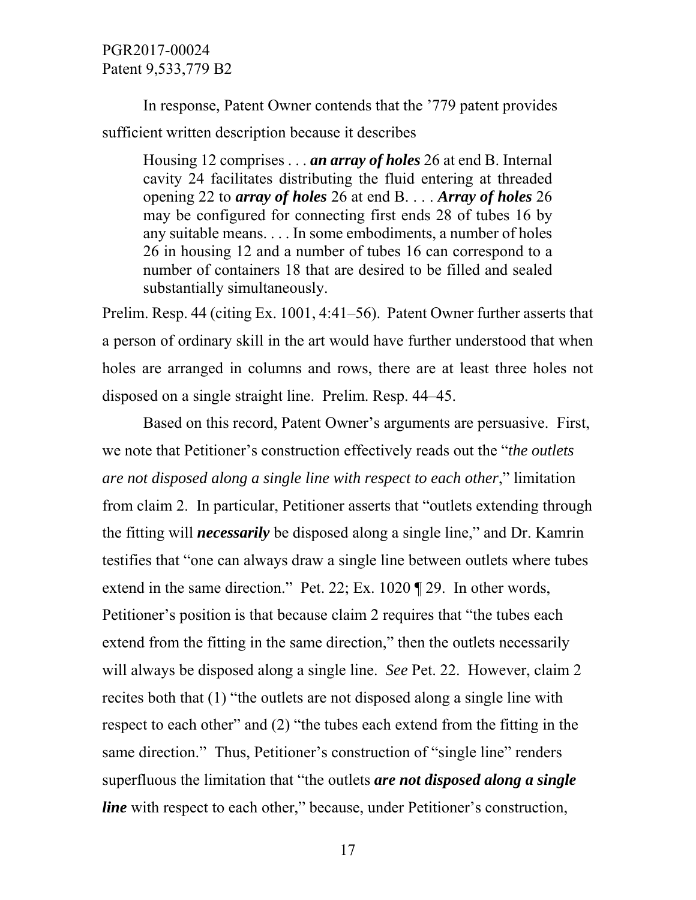In response, Patent Owner contends that the '779 patent provides sufficient written description because it describes

> Housing 12 comprises . . . ***an array of holes*** 26 at end B. Internal cavity 24 facilitates distributing the fluid entering at threaded opening 22 to ***array of holes*** 26 at end B. . . . ***Array of holes*** 26 may be configured for connecting first ends 28 of tubes 16 by any suitable means. . . . In some embodiments, a number of holes 26 in housing 12 and a number of tubes 16 can correspond to a number of containers 18 that are desired to be filled and sealed substantially simultaneously.

Prelim. Resp. 44 (citing Ex. 1001, 4:41–56). Patent Owner further asserts that a person of ordinary skill in the art would have further understood that when holes are arranged in columns and rows, there are at least three holes not disposed on a single straight line. Prelim. Resp. 44–45.

Based on this record, Patent Owner's arguments are persuasive. First, we note that Petitioner's construction effectively reads out the "*the outlets are not disposed along a single line with respect to each other*," limitation from claim 2. In particular, Petitioner asserts that "outlets extending through the fitting will ***necessarily*** be disposed along a single line," and Dr. Kamrin testifies that "one can always draw a single line between outlets where tubes extend in the same direction." Pet. 22; Ex. 1020 ¶ 29. In other words, Petitioner's position is that because claim 2 requires that "the tubes each extend from the fitting in the same direction," then the outlets necessarily will always be disposed along a single line. *See* Pet. 22. However, claim 2 recites both that (1) "the outlets are not disposed along a single line with respect to each other" and (2) "the tubes each extend from the fitting in the same direction." Thus, Petitioner's construction of "single line" renders superfluous the limitation that "the outlets ***are not disposed along a single line*** with respect to each other," because, under Petitioner's construction,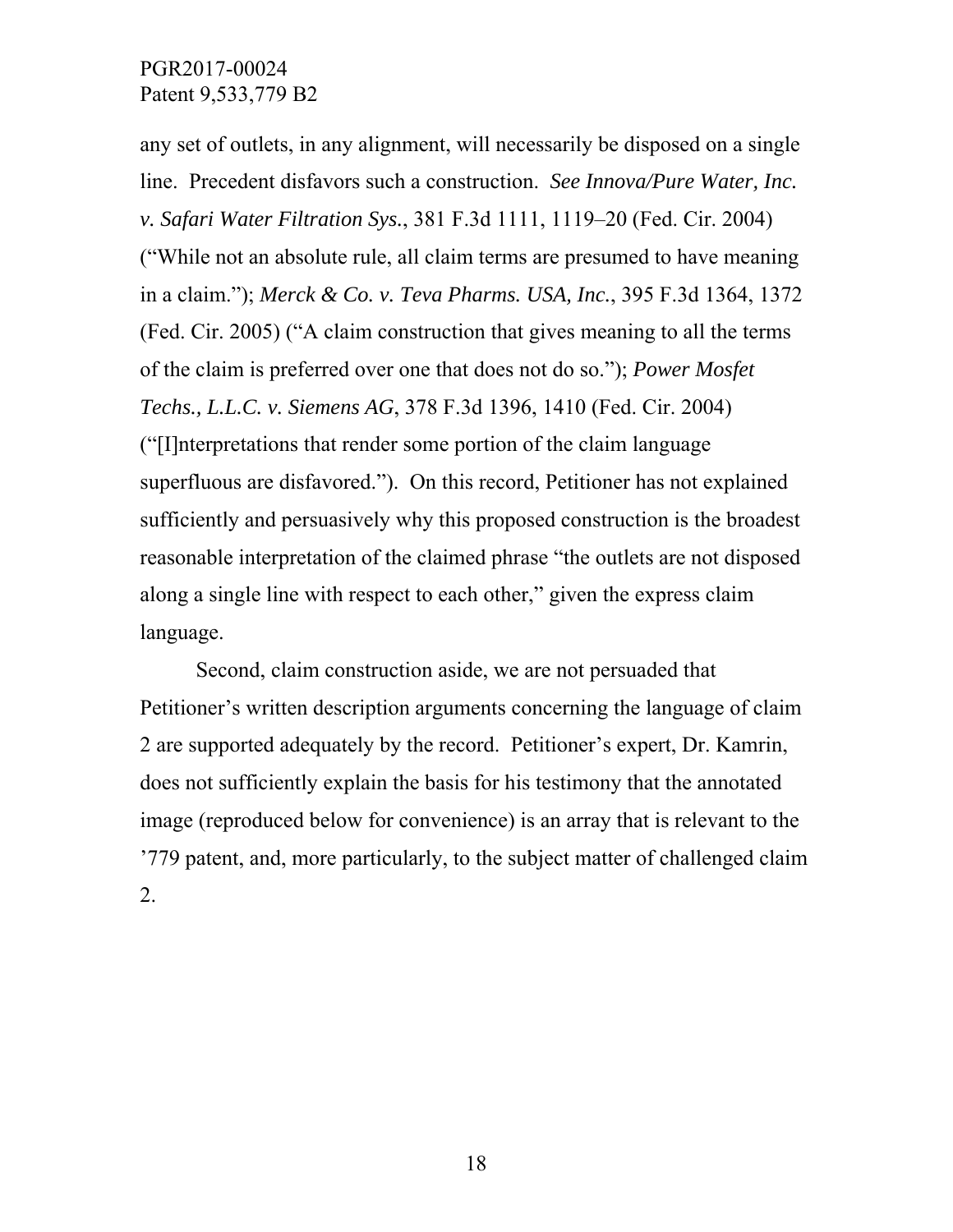any set of outlets, in any alignment, will necessarily be disposed on a single line. Precedent disfavors such a construction. *See Innova/Pure Water, Inc. v. Safari Water Filtration Sys.*, 381 F.3d 1111, 1119–20 (Fed. Cir. 2004) ("While not an absolute rule, all claim terms are presumed to have meaning in a claim."); *Merck & Co. v. Teva Pharms. USA, Inc.*, 395 F.3d 1364, 1372 (Fed. Cir. 2005) ("A claim construction that gives meaning to all the terms of the claim is preferred over one that does not do so."); *Power Mosfet Techs., L.L.C. v. Siemens AG*, 378 F.3d 1396, 1410 (Fed. Cir. 2004) ("[I]nterpretations that render some portion of the claim language superfluous are disfavored."). On this record, Petitioner has not explained sufficiently and persuasively why this proposed construction is the broadest reasonable interpretation of the claimed phrase "the outlets are not disposed along a single line with respect to each other," given the express claim language.

Second, claim construction aside, we are not persuaded that Petitioner's written description arguments concerning the language of claim 2 are supported adequately by the record. Petitioner's expert, Dr. Kamrin, does not sufficiently explain the basis for his testimony that the annotated image (reproduced below for convenience) is an array that is relevant to the '779 patent, and, more particularly, to the subject matter of challenged claim 2.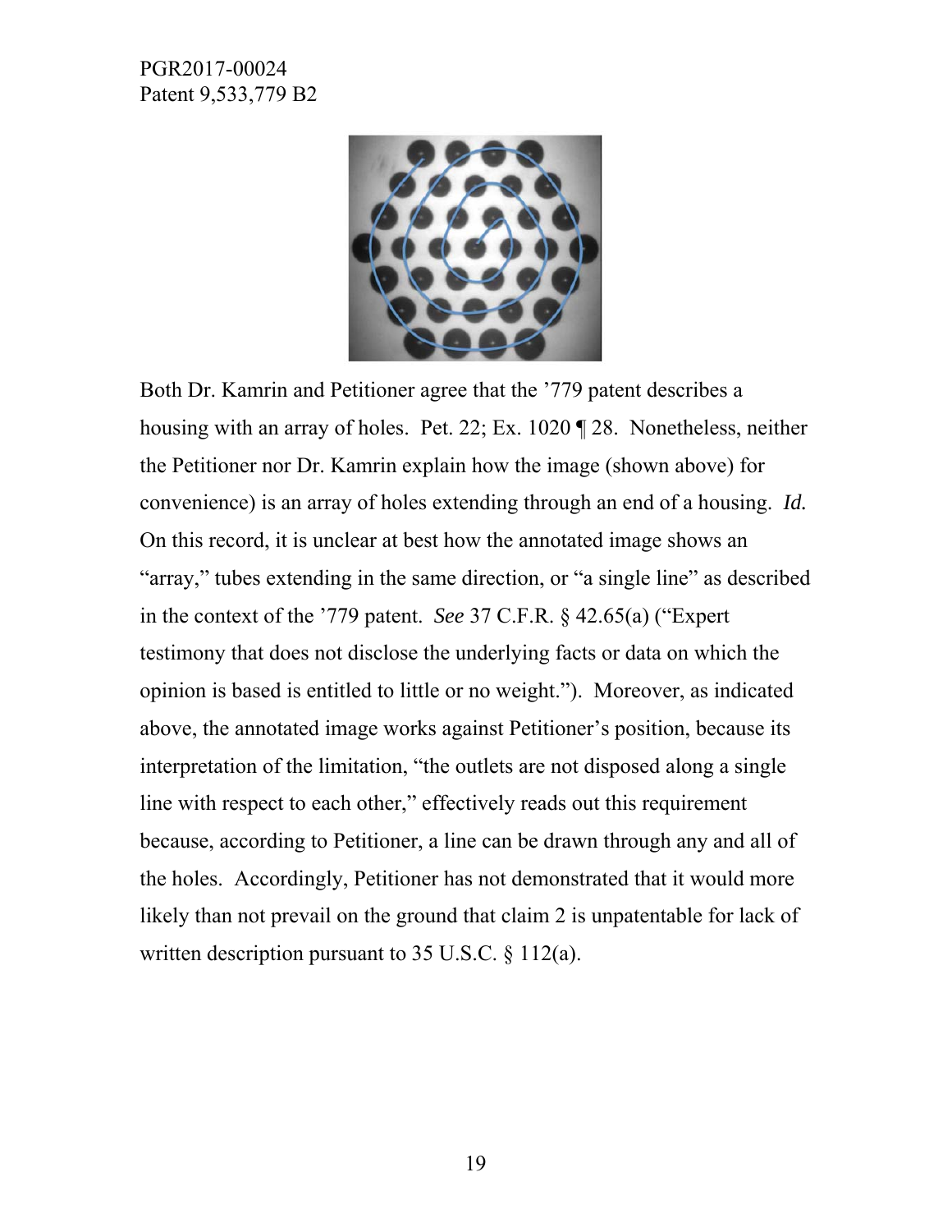Both Dr. Kamrin and Petitioner agree that the ’779 patent describes a housing with an array of holes. Pet. 22; Ex. 1020 ¶ 28. Nonetheless, neither the Petitioner nor Dr. Kamrin explain how the image (shown above) for convenience) is an array of holes extending through an end of a housing. *Id.* On this record, it is unclear at best how the annotated image shows an “array,” tubes extending in the same direction, or “a single line” as described in the context of the ’779 patent. *See* 37 C.F.R. § 42.65(a) (“Expert testimony that does not disclose the underlying facts or data on which the opinion is based is entitled to little or no weight.”). Moreover, as indicated above, the annotated image works against Petitioner’s position, because its interpretation of the limitation, “the outlets are not disposed along a single line with respect to each other,” effectively reads out this requirement because, according to Petitioner, a line can be drawn through any and all of the holes. Accordingly, Petitioner has not demonstrated that it would more likely than not prevail on the ground that claim 2 is unpatentable for lack of written description pursuant to 35 U.S.C. § 112(a).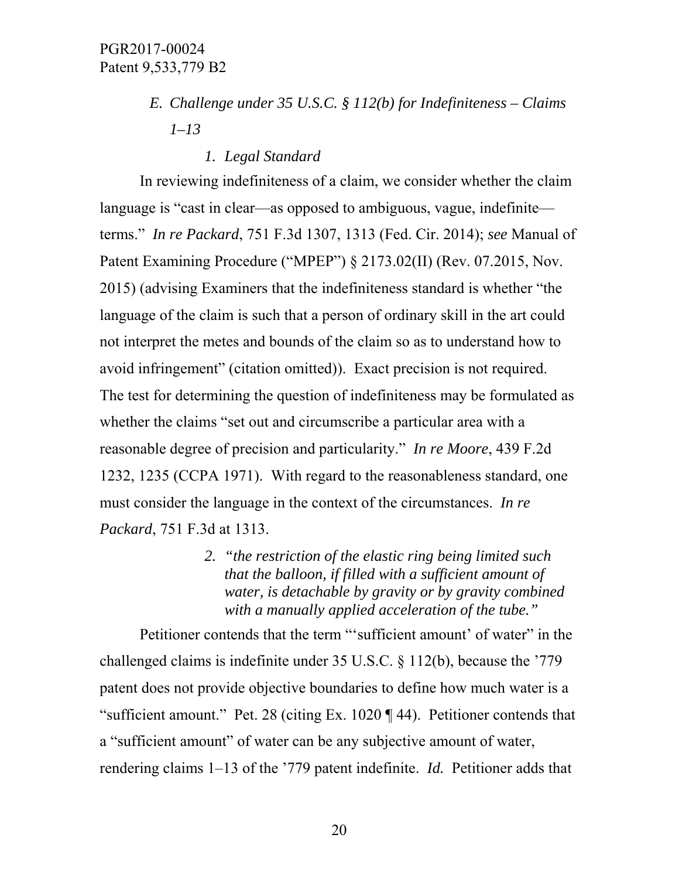### *E. Challenge under 35 U.S.C. § 112(b) for Indefiniteness – Claims 1–13*

#### *1. Legal Standard*

In reviewing indefiniteness of a claim, we consider whether the claim language is "cast in clear—as opposed to ambiguous, vague, indefinite—terms." *In re Packard*, 751 F.3d 1307, 1313 (Fed. Cir. 2014); *see* Manual of Patent Examining Procedure ("MPEP") § 2173.02(II) (Rev. 07.2015, Nov. 2015) (advising Examiners that the indefiniteness standard is whether "the language of the claim is such that a person of ordinary skill in the art could not interpret the metes and bounds of the claim so as to understand how to avoid infringement" (citation omitted)). Exact precision is not required. The test for determining the question of indefiniteness may be formulated as whether the claims "set out and circumscribe a particular area with a reasonable degree of precision and particularity." *In re Moore*, 439 F.2d 1232, 1235 (CCPA 1971). With regard to the reasonableness standard, one must consider the language in the context of the circumstances. *In re Packard*, 751 F.3d at 1313.

#### *2. "the restriction of the elastic ring being limited such that the balloon, if filled with a sufficient amount of water, is detachable by gravity or by gravity combined with a manually applied acceleration of the tube."*

Petitioner contends that the term "'sufficient amount' of water" in the challenged claims is indefinite under 35 U.S.C. § 112(b), because the '779 patent does not provide objective boundaries to define how much water is a "sufficient amount." Pet. 28 (citing Ex. 1020 ¶ 44). Petitioner contends that a "sufficient amount" of water can be any subjective amount of water, rendering claims 1–13 of the '779 patent indefinite. *Id.* Petitioner adds that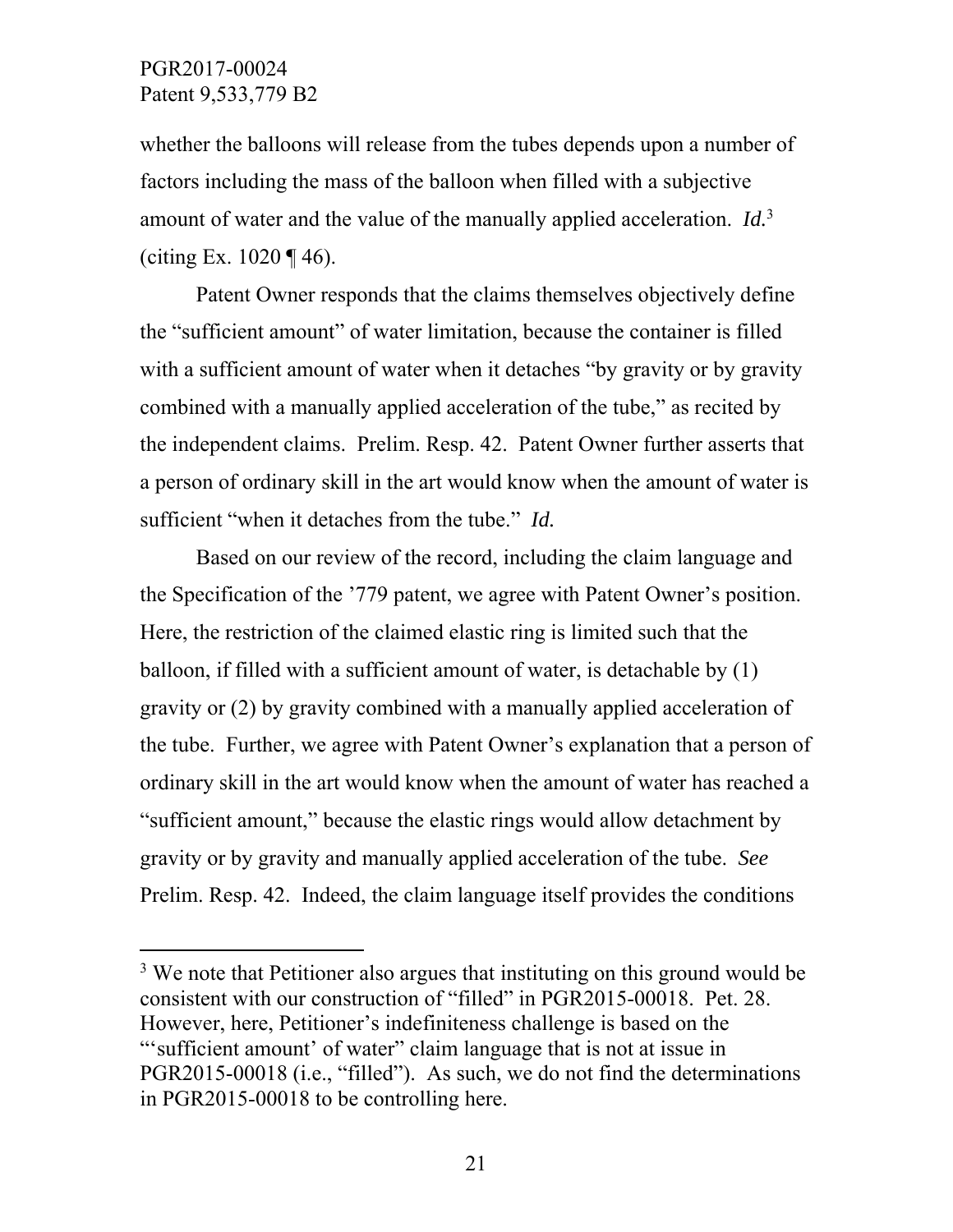whether the balloons will release from the tubes depends upon a number of factors including the mass of the balloon when filled with a subjective amount of water and the value of the manually applied acceleration. *Id.*[3] (citing Ex. 1020 ¶ 46).

Patent Owner responds that the claims themselves objectively define the "sufficient amount" of water limitation, because the container is filled with a sufficient amount of water when it detaches "by gravity or by gravity combined with a manually applied acceleration of the tube," as recited by the independent claims. Prelim. Resp. 42. Patent Owner further asserts that a person of ordinary skill in the art would know when the amount of water is sufficient "when it detaches from the tube." *Id.*

Based on our review of the record, including the claim language and the Specification of the '779 patent, we agree with Patent Owner's position. Here, the restriction of the claimed elastic ring is limited such that the balloon, if filled with a sufficient amount of water, is detachable by (1) gravity or (2) by gravity combined with a manually applied acceleration of the tube. Further, we agree with Patent Owner's explanation that a person of ordinary skill in the art would know when the amount of water has reached a "sufficient amount," because the elastic rings would allow detachment by gravity or by gravity and manually applied acceleration of the tube. *See* Prelim. Resp. 42. Indeed, the claim language itself provides the conditions

---

[3] We note that Petitioner also argues that instituting on this ground would be consistent with our construction of "filled" in PGR2015-00018. Pet. 28. However, here, Petitioner's indefiniteness challenge is based on the "'sufficient amount' of water" claim language that is not at issue in PGR2015-00018 (i.e., "filled"). As such, we do not find the determinations in PGR2015-00018 to be controlling here.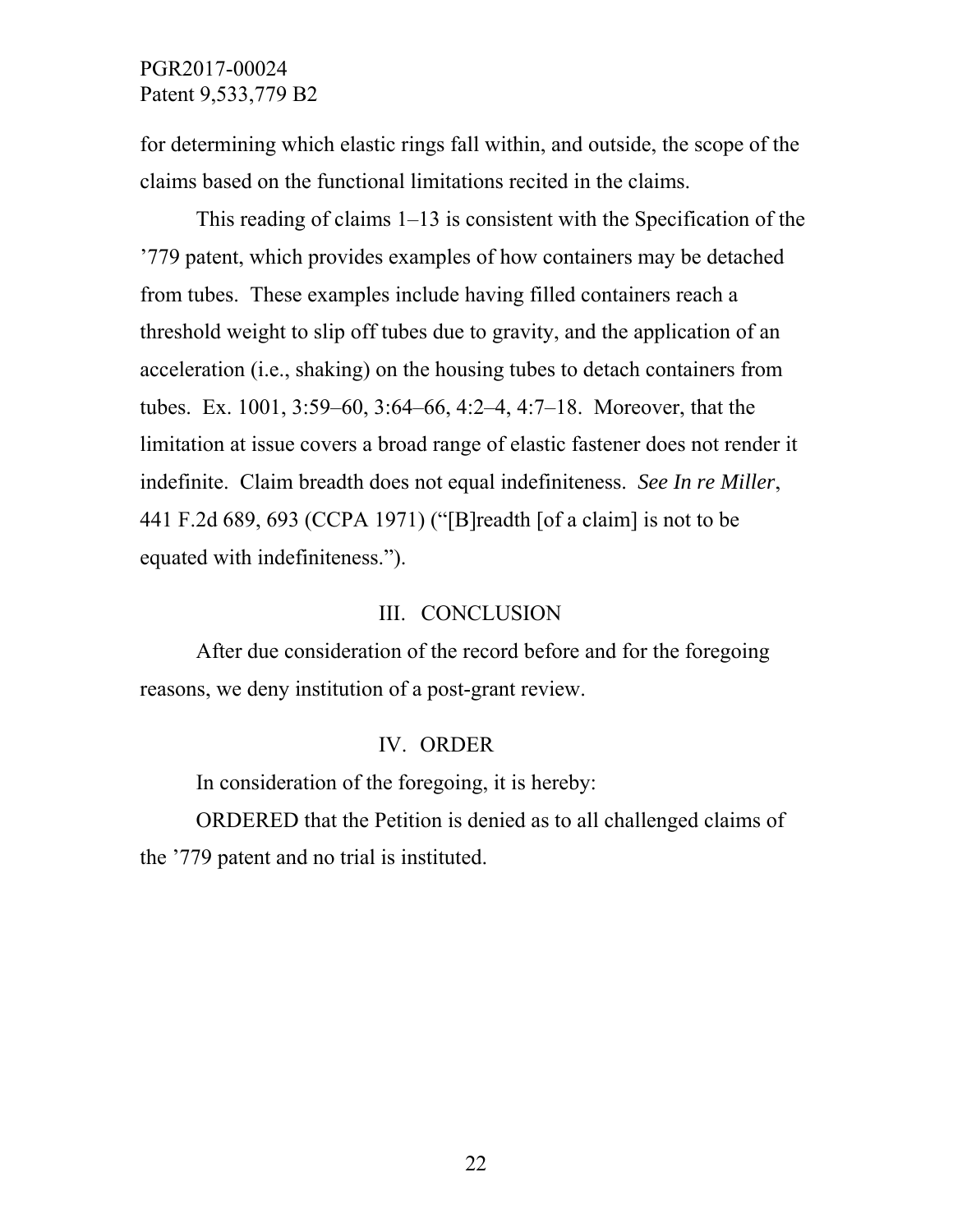for determining which elastic rings fall within, and outside, the scope of the claims based on the functional limitations recited in the claims.

This reading of claims 1–13 is consistent with the Specification of the '779 patent, which provides examples of how containers may be detached from tubes. These examples include having filled containers reach a threshold weight to slip off tubes due to gravity, and the application of an acceleration (i.e., shaking) on the housing tubes to detach containers from tubes. Ex. 1001, 3:59–60, 3:64–66, 4:2–4, 4:7–18. Moreover, that the limitation at issue covers a broad range of elastic fastener does not render it indefinite. Claim breadth does not equal indefiniteness. *See In re Miller*, 441 F.2d 689, 693 (CCPA 1971) ("[B]readth [of a claim] is not to be equated with indefiniteness.").

## III. CONCLUSION

After due consideration of the record before and for the foregoing reasons, we deny institution of a post-grant review.

## IV. ORDER

In consideration of the foregoing, it is hereby:

ORDERED that the Petition is denied as to all challenged claims of the '779 patent and no trial is instituted.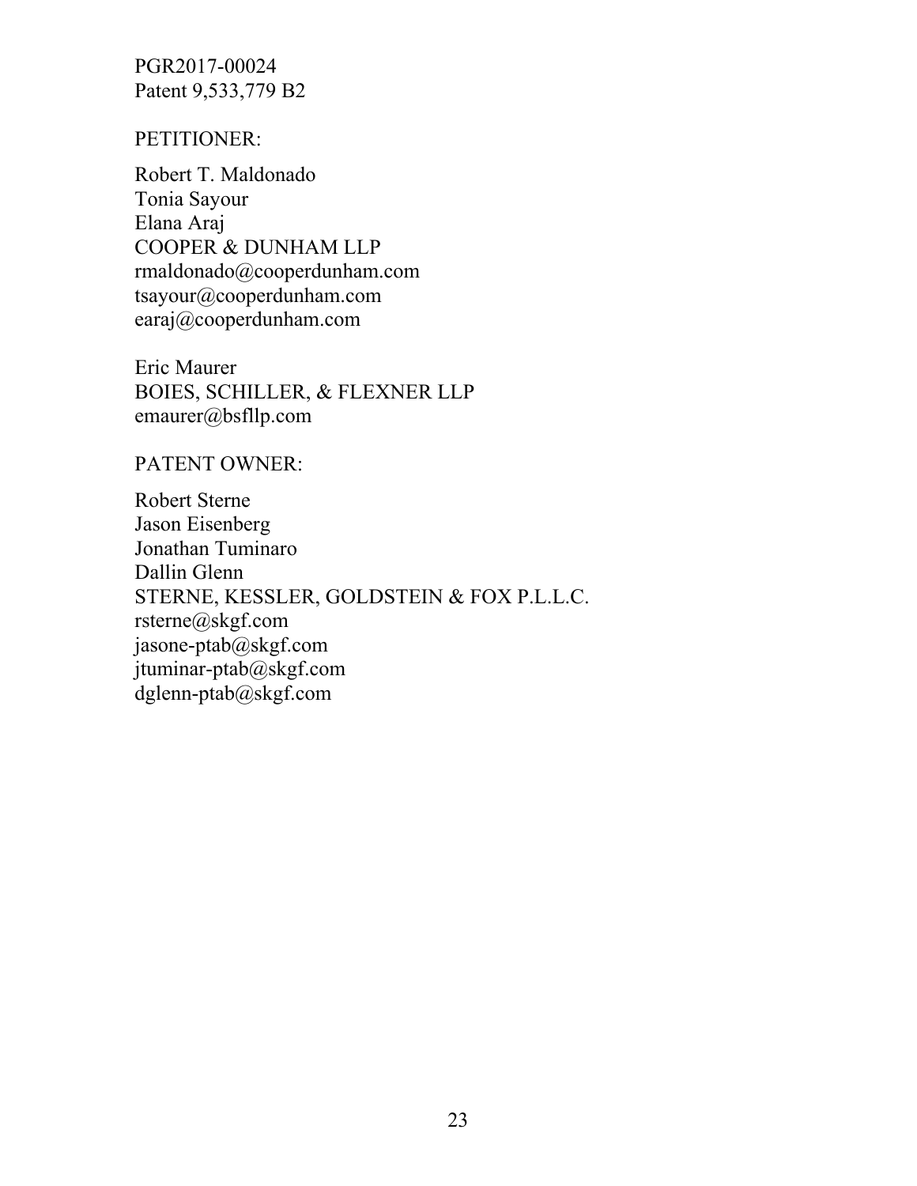PETITIONER:

Robert T. Maldonado
Tonia Sayour
Elana Araj
COOPER & DUNHAM LLP
rmaldonado@cooperdunham.com
tsayour@cooperdunham.com
earaj@cooperdunham.com

Eric Maurer
BOIES, SCHILLER, & FLEXNER LLP
emaurer@bsfllp.com

PATENT OWNER:

Robert Sterne
Jason Eisenberg
Jonathan Tuminaro
Dallin Glenn
STERNE, KESSLER, GOLDSTEIN & FOX P.L.L.C.
rsterne@skgf.com
jasone-ptab@skgf.com
jtuminar-ptab@skgf.com
dglenn-ptab@skgf.com